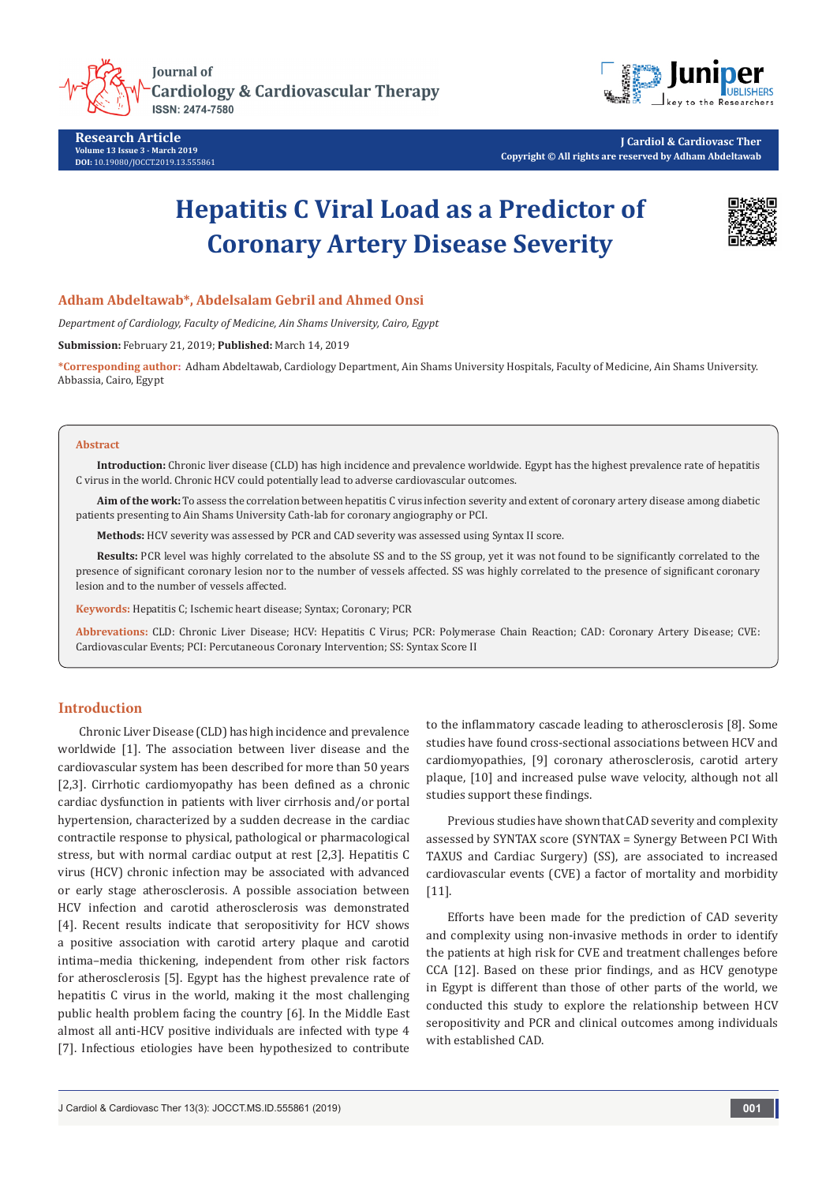Research Article

Volume 13 Issue 3 - March 2019

DOI: 10.19080/JOCCT.2019.13.555861

J Cardiol & Cardiovasc Ther

Copyright © All rights are reserved by Adham Abdeltawab

# Hepatitis C Viral Load as a Predictor of Coronary Artery Disease Severity

**Adham Abdeltawab*, Abdelsalam Gebril and Ahmed Onsi**

*Department of Cardiology, Faculty of Medicine, Ain Shams University, Cairo, Egypt*

**Submission:** February 21, 2019; **Published:** March 14, 2019

***Corresponding author:** Adham Abdeltawab, Cardiology Department, Ain Shams University Hospitals, Faculty of Medicine, Ain Shams University. Abbassia, Cairo, Egypt

## Abstract

**Introduction:** Chronic liver disease (CLD) has high incidence and prevalence worldwide. Egypt has the highest prevalence rate of hepatitis C virus in the world. Chronic HCV could potentially lead to adverse cardiovascular outcomes.

**Aim of the work:** To assess the correlation between hepatitis C virus infection severity and extent of coronary artery disease among diabetic patients presenting to Ain Shams University Cath-lab for coronary angiography or PCI.

**Methods:** HCV severity was assessed by PCR and CAD severity was assessed using Syntax II score.

**Results:** PCR level was highly correlated to the absolute SS and to the SS group, yet it was not found to be significantly correlated to the presence of significant coronary lesion nor to the number of vessels affected. SS was highly correlated to the presence of significant coronary lesion and to the number of vessels affected.

**Keywords:** Hepatitis C; Ischemic heart disease; Syntax; Coronary; PCR

**Abbrevations:** CLD: Chronic Liver Disease; HCV: Hepatitis C Virus; PCR: Polymerase Chain Reaction; CAD: Coronary Artery Disease; CVE: Cardiovascular Events; PCI: Percutaneous Coronary Intervention; SS: Syntax Score II

## Introduction

Chronic Liver Disease (CLD) has high incidence and prevalence worldwide [1]. The association between liver disease and the cardiovascular system has been described for more than 50 years [2,3]. Cirrhotic cardiomyopathy has been defined as a chronic cardiac dysfunction in patients with liver cirrhosis and/or portal hypertension, characterized by a sudden decrease in the cardiac contractile response to physical, pathological or pharmacological stress, but with normal cardiac output at rest [2,3]. Hepatitis C virus (HCV) chronic infection may be associated with advanced or early stage atherosclerosis. A possible association between HCV infection and carotid atherosclerosis was demonstrated [4]. Recent results indicate that seropositivity for HCV shows a positive association with carotid artery plaque and carotid intima–media thickening, independent from other risk factors for atherosclerosis [5]. Egypt has the highest prevalence rate of hepatitis C virus in the world, making it the most challenging public health problem facing the country [6]. In the Middle East almost all anti-HCV positive individuals are infected with type 4 [7]. Infectious etiologies have been hypothesized to contribute to the inflammatory cascade leading to atherosclerosis [8]. Some studies have found cross-sectional associations between HCV and cardiomyopathies, [9] coronary atherosclerosis, carotid artery plaque, [10] and increased pulse wave velocity, although not all studies support these findings.

Previous studies have shown that CAD severity and complexity assessed by SYNTAX score (SYNTAX = Synergy Between PCI With TAXUS and Cardiac Surgery) (SS), are associated to increased cardiovascular events (CVE) a factor of mortality and morbidity [11].

Efforts have been made for the prediction of CAD severity and complexity using non-invasive methods in order to identify the patients at high risk for CVE and treatment challenges before CCA [12]. Based on these prior findings, and as HCV genotype in Egypt is different than those of other parts of the world, we conducted this study to explore the relationship between HCV seropositivity and PCR and clinical outcomes among individuals with established CAD.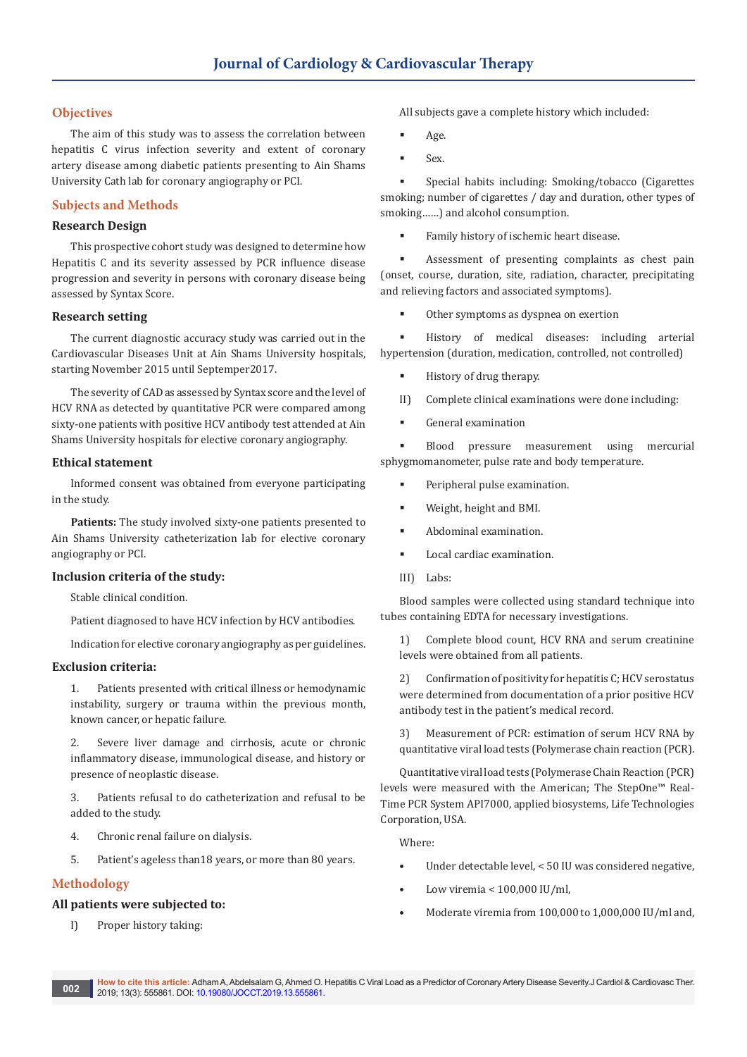## Objectives

The aim of this study was to assess the correlation between hepatitis C virus infection severity and extent of coronary artery disease among diabetic patients presenting to Ain Shams University Cath lab for coronary angiography or PCI.

## Subjects and Methods

### Research Design

This prospective cohort study was designed to determine how Hepatitis C and its severity assessed by PCR influence disease progression and severity in persons with coronary disease being assessed by Syntax Score.

### Research setting

The current diagnostic accuracy study was carried out in the Cardiovascular Diseases Unit at Ain Shams University hospitals, starting November 2015 until Septemper2017.

The severity of CAD as assessed by Syntax score and the level of HCV RNA as detected by quantitative PCR were compared among sixty-one patients with positive HCV antibody test attended at Ain Shams University hospitals for elective coronary angiography.

### Ethical statement

Informed consent was obtained from everyone participating in the study.

**Patients:** The study involved sixty-one patients presented to Ain Shams University catheterization lab for elective coronary angiography or PCI.

### Inclusion criteria of the study:

Stable clinical condition.

Patient diagnosed to have HCV infection by HCV antibodies.

Indication for elective coronary angiography as per guidelines.

### Exclusion criteria:

1. Patients presented with critical illness or hemodynamic instability, surgery or trauma within the previous month, known cancer, or hepatic failure.
2. Severe liver damage and cirrhosis, acute or chronic inflammatory disease, immunological disease, and history or presence of neoplastic disease.
3. Patients refusal to do catheterization and refusal to be added to the study.
4. Chronic renal failure on dialysis.
5. Patient's ageless than18 years, or more than 80 years.

## Methodology

### All patients were subjected to:

I) Proper history taking:

All subjects gave a complete history which included:

- Age.
- Sex.
- Special habits including: Smoking/tobacco (Cigarettes smoking; number of cigarettes / day and duration, other types of smoking……) and alcohol consumption.
- Family history of ischemic heart disease.
- Assessment of presenting complaints as chest pain (onset, course, duration, site, radiation, character, precipitating and relieving factors and associated symptoms).
- Other symptoms as dyspnea on exertion
- History of medical diseases: including arterial hypertension (duration, medication, controlled, not controlled)
- History of drug therapy.

II) Complete clinical examinations were done including:

- General examination
- Blood pressure measurement using mercurial sphygmomanometer, pulse rate and body temperature.
- Peripheral pulse examination.
- Weight, height and BMI.
- Abdominal examination.
- Local cardiac examination.

III) Labs:

Blood samples were collected using standard technique into tubes containing EDTA for necessary investigations.

1) Complete blood count, HCV RNA and serum creatinine levels were obtained from all patients.

2) Confirmation of positivity for hepatitis C; HCV serostatus were determined from documentation of a prior positive HCV antibody test in the patient's medical record.

3) Measurement of PCR: estimation of serum HCV RNA by quantitative viral load tests (Polymerase chain reaction (PCR).

Quantitative viral load tests (Polymerase Chain Reaction (PCR) levels were measured with the American; The StepOne™ Real-Time PCR System API7000, applied biosystems, Life Technologies Corporation, USA.

Where:

- Under detectable level, < 50 IU was considered negative,
- Low viremia < 100,000 IU/ml,
- Moderate viremia from 100,000 to 1,000,000 IU/ml and,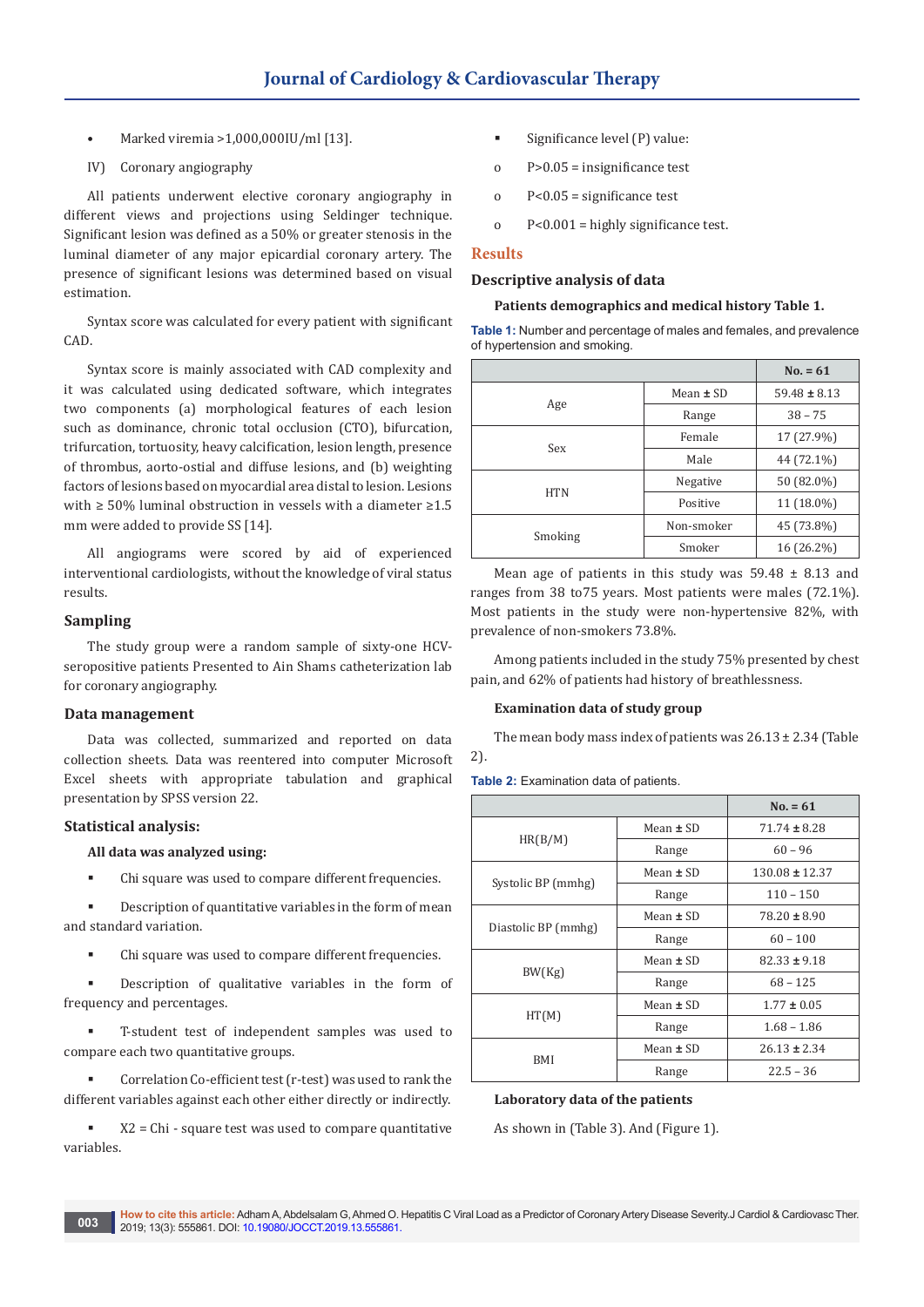- Marked viremia >1,000,000IU/ml [13].

IV) Coronary angiography

All patients underwent elective coronary angiography in different views and projections using Seldinger technique. Significant lesion was defined as a 50% or greater stenosis in the luminal diameter of any major epicardial coronary artery. The presence of significant lesions was determined based on visual estimation.

Syntax score was calculated for every patient with significant CAD.

Syntax score is mainly associated with CAD complexity and it was calculated using dedicated software, which integrates two components (a) morphological features of each lesion such as dominance, chronic total occlusion (CTO), bifurcation, trifurcation, tortuosity, heavy calcification, lesion length, presence of thrombus, aorto-ostial and diffuse lesions, and (b) weighting factors of lesions based on myocardial area distal to lesion. Lesions with ≥ 50% luminal obstruction in vessels with a diameter ≥1.5 mm were added to provide SS [14].

All angiograms were scored by aid of experienced interventional cardiologists, without the knowledge of viral status results.

### Sampling

The study group were a random sample of sixty-one HCV-seropositive patients Presented to Ain Shams catheterization lab for coronary angiography.

### Data management

Data was collected, summarized and reported on data collection sheets. Data was reentered into computer Microsoft Excel sheets with appropriate tabulation and graphical presentation by SPSS version 22.

### Statistical analysis:

**All data was analyzed using:**

- Chi square was used to compare different frequencies.
- Description of quantitative variables in the form of mean and standard variation.
- Chi square was used to compare different frequencies.
- Description of qualitative variables in the form of frequency and percentages.
- T-student test of independent samples was used to compare each two quantitative groups.
- Correlation Co-efficient test (r-test) was used to rank the different variables against each other either directly or indirectly.
- X2 = Chi - square test was used to compare quantitative variables.
- Significance level (P) value:
  - P>0.05 = insignificance test
  - P<0.05 = significance test
  - P<0.001 = highly significance test.

## Results

### Descriptive analysis of data

**Patients demographics and medical history Table 1.**

Table 1: Number and percentage of males and females, and prevalence of hypertension and smoking.

| | | No. = 61 |
|---|---|---|
| Age | Mean ± SD | 59.48 ± 8.13 |
| | Range | 38 – 75 |
| Sex | Female | 17 (27.9%) |
| | Male | 44 (72.1%) |
| HTN | Negative | 50 (82.0%) |
| | Positive | 11 (18.0%) |
| Smoking | Non-smoker | 45 (73.8%) |
| | Smoker | 16 (26.2%) |

Mean age of patients in this study was 59.48 ± 8.13 and ranges from 38 to75 years. Most patients were males (72.1%). Most patients in the study were non-hypertensive 82%, with prevalence of non-smokers 73.8%.

Among patients included in the study 75% presented by chest pain, and 62% of patients had history of breathlessness.

**Examination data of study group**

The mean body mass index of patients was 26.13 ± 2.34 (Table 2).

Table 2: Examination data of patients.

| | | No. = 61 |
|---|---|---|
| HR(B/M) | Mean ± SD | 71.74 ± 8.28 |
| | Range | 60 – 96 |
| Systolic BP (mmhg) | Mean ± SD | 130.08 ± 12.37 |
| | Range | 110 – 150 |
| Diastolic BP (mmhg) | Mean ± SD | 78.20 ± 8.90 |
| | Range | 60 – 100 |
| BW(Kg) | Mean ± SD | 82.33 ± 9.18 |
| | Range | 68 – 125 |
| HT(M) | Mean ± SD | 1.77 ± 0.05 |
| | Range | 1.68 – 1.86 |
| BMI | Mean ± SD | 26.13 ± 2.34 |
| | Range | 22.5 – 36 |

**Laboratory data of the patients**

As shown in (Table 3). And (Figure 1).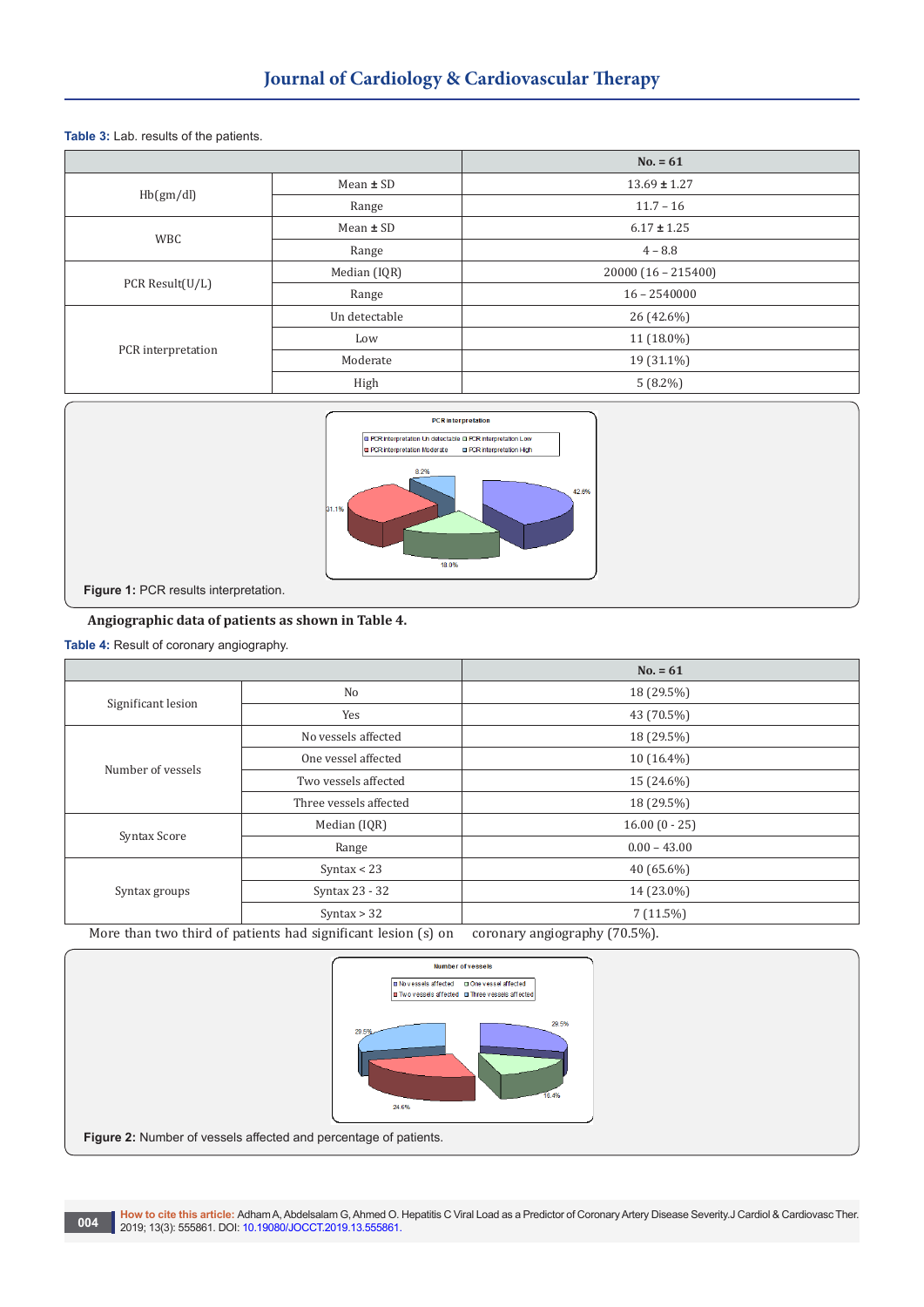**Table 3:** Lab. results of the patients.

| | | No. = 61 |
|---|---|---|
| Hb(gm/dl) | Mean ± SD | 13.69 ± 1.27 |
| | Range | 11.7 – 16 |
| WBC | Mean ± SD | 6.17 ± 1.25 |
| | Range | 4 – 8.8 |
| PCR Result(U/L) | Median (IQR) | 20000 (16 – 215400) |
| | Range | 16 – 2540000 |
| PCR interpretation | Un detectable | 26 (42.6%) |
| | Low | 11 (18.0%) |
| | Moderate | 19 (31.1%) |
| | High | 5 (8.2%) |

**Figure 1:** PCR results interpretation.

**Angiographic data of patients as shown in Table 4.**

**Table 4:** Result of coronary angiography.

| | | No. = 61 |
|---|---|---|
| Significant lesion | No | 18 (29.5%) |
| | Yes | 43 (70.5%) |
| Number of vessels | No vessels affected | 18 (29.5%) |
| | One vessel affected | 10 (16.4%) |
| | Two vessels affected | 15 (24.6%) |
| | Three vessels affected | 18 (29.5%) |
| Syntax Score | Median (IQR) | 16.00 (0 - 25) |
| | Range | 0.00 – 43.00 |
| Syntax groups | Syntax < 23 | 40 (65.6%) |
| | Syntax 23 - 32 | 14 (23.0%) |
| | Syntax > 32 | 7 (11.5%) |

More than two third of patients had significant lesion (s) on coronary angiography (70.5%).

**Figure 2:** Number of vessels affected and percentage of patients.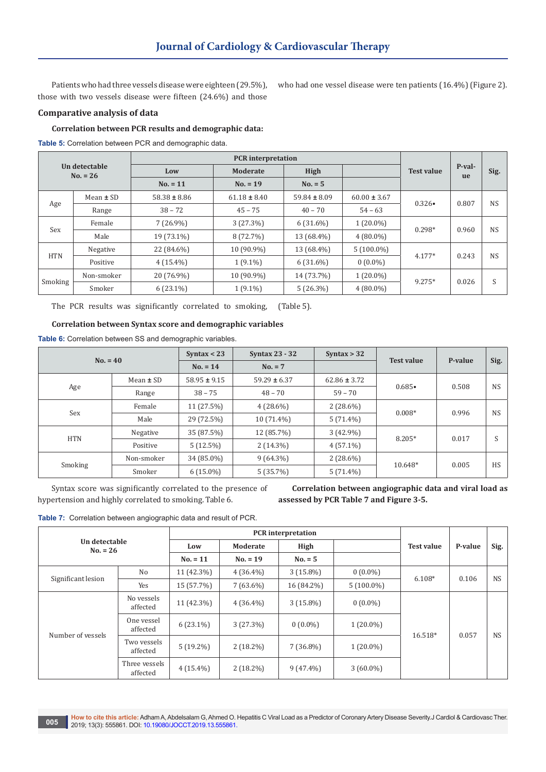Patients who had three vessels disease were eighteen (29.5%), those with two vessels disease were fifteen (24.6%) and those who had one vessel disease were ten patients (16.4%) (Figure 2).

## Comparative analysis of data

### Correlation between PCR results and demographic data:

**Table 5:** Correlation between PCR and demographic data.

| | | Un detectable | PCR interpretation | | | Test value | P-value | Sig. |
|---|---|---|---|---|---|---|---|---|
| | | | Low | Moderate | High | | | |
| | | No. = 26 | No. = 11 | No. = 19 | No. = 5 | | | |
| Age | Mean ± SD | 58.38 ± 8.86 | 61.18 ± 8.40 | 59.84 ± 8.09 | 60.00 ± 3.67 | 0.326• | 0.807 | NS |
| | Range | 38 – 72 | 45 – 75 | 40 – 70 | 54 – 63 | | | |
| Sex | Female | 7 (26.9%) | 3 (27.3%) | 6 (31.6%) | 1 (20.0%) | 0.298* | 0.960 | NS |
| | Male | 19 (73.1%) | 8 (72.7%) | 13 (68.4%) | 4 (80.0%) | | | |
| HTN | Negative | 22 (84.6%) | 10 (90.9%) | 13 (68.4%) | 5 (100.0%) | 4.177* | 0.243 | NS |
| | Positive | 4 (15.4%) | 1 (9.1%) | 6 (31.6%) | 0 (0.0%) | | | |
| Smoking | Non-smoker | 20 (76.9%) | 10 (90.9%) | 14 (73.7%) | 1 (20.0%) | 9.275* | 0.026 | S |
| | Smoker | 6 (23.1%) | 1 (9.1%) | 5 (26.3%) | 4 (80.0%) | | | |

The PCR results was significantly correlated to smoking, (Table 5).

### Correlation between Syntax score and demographic variables

**Table 6:** Correlation between SS and demographic variables.

| | | Syntax < 23 | Syntax 23 - 32 | Syntax > 32 | Test value | P-value | Sig. |
|---|---|---|---|---|---|---|---|
| | | No. = 40 | No. = 14 | No. = 7 | | | |
| Age | Mean ± SD | 58.95 ± 9.15 | 59.29 ± 6.37 | 62.86 ± 3.72 | 0.685• | 0.508 | NS |
| | Range | 38 – 75 | 48 – 70 | 59 – 70 | | | |
| Sex | Female | 11 (27.5%) | 4 (28.6%) | 2 (28.6%) | 0.008* | 0.996 | NS |
| | Male | 29 (72.5%) | 10 (71.4%) | 5 (71.4%) | | | |
| HTN | Negative | 35 (87.5%) | 12 (85.7%) | 3 (42.9%) | 8.205* | 0.017 | S |
| | Positive | 5 (12.5%) | 2 (14.3%) | 4 (57.1%) | | | |
| Smoking | Non-smoker | 34 (85.0%) | 9 (64.3%) | 2 (28.6%) | 10.648* | 0.005 | HS |
| | Smoker | 6 (15.0%) | 5 (35.7%) | 5 (71.4%) | | | |

Syntax score was significantly correlated to the presence of hypertension and highly correlated to smoking. Table 6.

**Correlation between angiographic data and viral load as assessed by PCR Table 7 and Figure 3-5.**

**Table 7:** Correlation between angiographic data and result of PCR.

| | | Un detectable | PCR interpretation | | | Test value | P-value | Sig. |
|---|---|---|---|---|---|---|---|---|
| | | | Low | Moderate | High | | | |
| | | No. = 26 | No. = 11 | No. = 19 | No. = 5 | | | |
| Significant lesion | No | 11 (42.3%) | 4 (36.4%) | 3 (15.8%) | 0 (0.0%) | 6.108* | 0.106 | NS |
| | Yes | 15 (57.7%) | 7 (63.6%) | 16 (84.2%) | 5 (100.0%) | | | |
| Number of vessels | No vessels affected | 11 (42.3%) | 4 (36.4%) | 3 (15.8%) | 0 (0.0%) | 16.518* | 0.057 | NS |
| | One vessel affected | 6 (23.1%) | 3 (27.3%) | 0 (0.0%) | 1 (20.0%) | | | |
| | Two vessels affected | 5 (19.2%) | 2 (18.2%) | 7 (36.8%) | 1 (20.0%) | | | |
| | Three vessels affected | 4 (15.4%) | 2 (18.2%) | 9 (47.4%) | 3 (60.0%) | | | |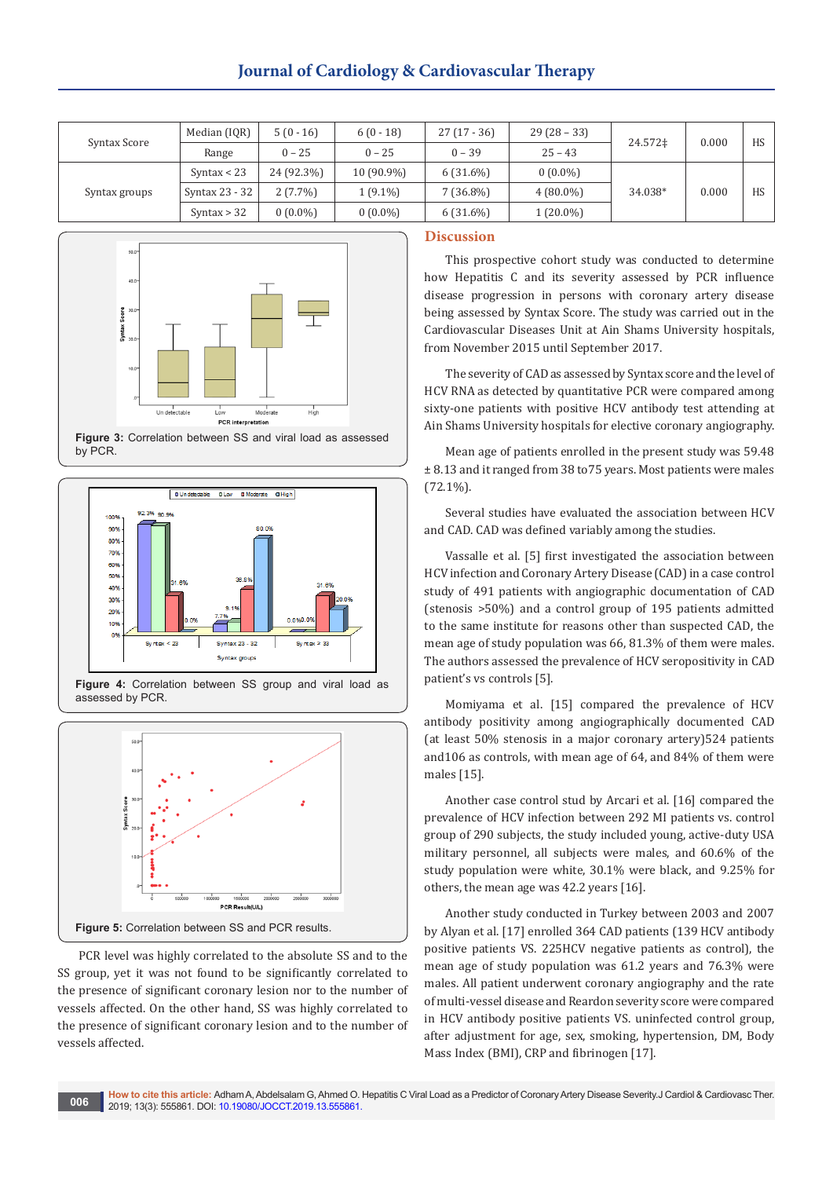| Syntax Score | Median (IQR) | 5 (0 - 16) | 6 (0 - 18) | 27 (17 - 36) | 29 (28 – 33) | 24.572‡ | 0.000 | HS |
|---|---|---|---|---|---|---|---|---|
| | Range | 0 – 25 | 0 – 25 | 0 – 39 | 25 – 43 | | | |
| Syntax groups | Syntax < 23 | 24 (92.3%) | 10 (90.9%) | 6 (31.6%) | 0 (0.0%) | 34.038* | 0.000 | HS |
| | Syntax 23 - 32 | 2 (7.7%) | 1 (9.1%) | 7 (36.8%) | 4 (80.0%) | | | |
| | Syntax > 32 | 0 (0.0%) | 0 (0.0%) | 6 (31.6%) | 1 (20.0%) | | | |

**Figure 3:** Correlation between SS and viral load as assessed by PCR.

**Figure 4:** Correlation between SS group and viral load as assessed by PCR.

**Figure 5:** Correlation between SS and PCR results.

PCR level was highly correlated to the absolute SS and to the SS group, yet it was not found to be significantly correlated to the presence of significant coronary lesion nor to the number of vessels affected. On the other hand, SS was highly correlated to the presence of significant coronary lesion and to the number of vessels affected.

## Discussion

This prospective cohort study was conducted to determine how Hepatitis C and its severity assessed by PCR influence disease progression in persons with coronary artery disease being assessed by Syntax Score. The study was carried out in the Cardiovascular Diseases Unit at Ain Shams University hospitals, from November 2015 until September 2017.

The severity of CAD as assessed by Syntax score and the level of HCV RNA as detected by quantitative PCR were compared among sixty-one patients with positive HCV antibody test attending at Ain Shams University hospitals for elective coronary angiography.

Mean age of patients enrolled in the present study was 59.48 ± 8.13 and it ranged from 38 to75 years. Most patients were males (72.1%).

Several studies have evaluated the association between HCV and CAD. CAD was defined variably among the studies.

Vassalle et al. [5] first investigated the association between HCV infection and Coronary Artery Disease (CAD) in a case control study of 491 patients with angiographic documentation of CAD (stenosis >50%) and a control group of 195 patients admitted to the same institute for reasons other than suspected CAD, the mean age of study population was 66, 81.3% of them were males. The authors assessed the prevalence of HCV seropositivity in CAD patient's vs controls [5].

Momiyama et al. [15] compared the prevalence of HCV antibody positivity among angiographically documented CAD (at least 50% stenosis in a major coronary artery)524 patients and106 as controls, with mean age of 64, and 84% of them were males [15].

Another case control stud by Arcari et al. [16] compared the prevalence of HCV infection between 292 MI patients vs. control group of 290 subjects, the study included young, active-duty USA military personnel, all subjects were males, and 60.6% of the study population were white, 30.1% were black, and 9.25% for others, the mean age was 42.2 years [16].

Another study conducted in Turkey between 2003 and 2007 by Alyan et al. [17] enrolled 364 CAD patients (139 HCV antibody positive patients VS. 225HCV negative patients as control), the mean age of study population was 61.2 years and 76.3% were males. All patient underwent coronary angiography and the rate of multi-vessel disease and Reardon severity score were compared in HCV antibody positive patients VS. uninfected control group, after adjustment for age, sex, smoking, hypertension, DM, Body Mass Index (BMI), CRP and fibrinogen [17].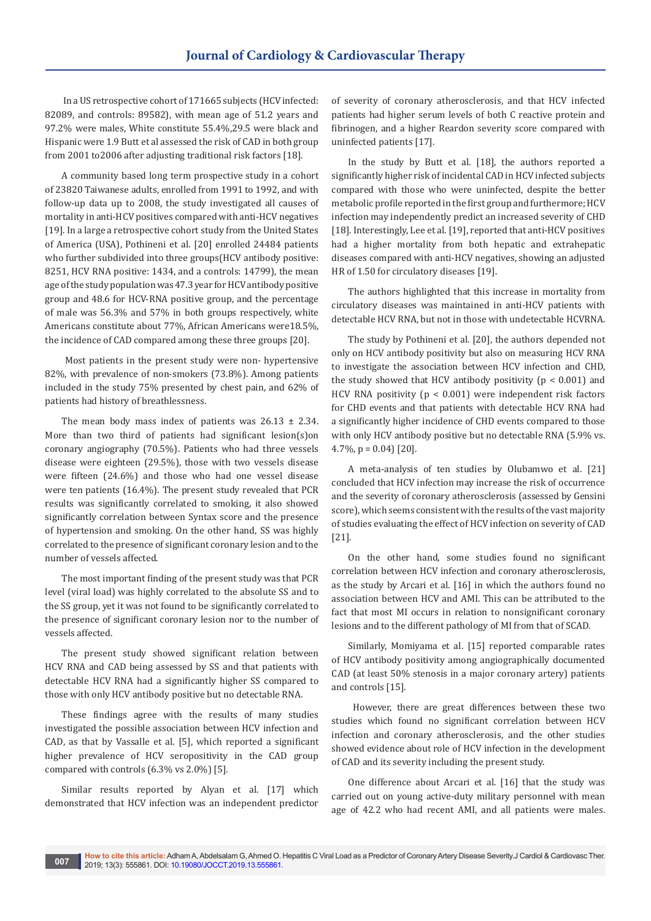In a US retrospective cohort of 171665 subjects (HCV infected: 82089, and controls: 89582), with mean age of 51.2 years and 97.2% were males, White constitute 55.4%,29.5 were black and Hispanic were 1.9 Butt et al assessed the risk of CAD in both group from 2001 to2006 after adjusting traditional risk factors [18].

A community based long term prospective study in a cohort of 23820 Taiwanese adults, enrolled from 1991 to 1992, and with follow-up data up to 2008, the study investigated all causes of mortality in anti-HCV positives compared with anti-HCV negatives [19]. In a large a retrospective cohort study from the United States of America (USA), Pothineni et al. [20] enrolled 24484 patients who further subdivided into three groups(HCV antibody positive: 8251, HCV RNA positive: 1434, and a controls: 14799), the mean age of the study population was 47.3 year for HCV antibody positive group and 48.6 for HCV-RNA positive group, and the percentage of male was 56.3% and 57% in both groups respectively, white Americans constitute about 77%, African Americans were18.5%, the incidence of CAD compared among these three groups [20].

Most patients in the present study were non- hypertensive 82%, with prevalence of non-smokers (73.8%). Among patients included in the study 75% presented by chest pain, and 62% of patients had history of breathlessness.

The mean body mass index of patients was 26.13 ± 2.34. More than two third of patients had significant lesion(s)on coronary angiography (70.5%). Patients who had three vessels disease were eighteen (29.5%), those with two vessels disease were fifteen (24.6%) and those who had one vessel disease were ten patients (16.4%). The present study revealed that PCR results was significantly correlated to smoking, it also showed significantly correlation between Syntax score and the presence of hypertension and smoking. On the other hand, SS was highly correlated to the presence of significant coronary lesion and to the number of vessels affected.

The most important finding of the present study was that PCR level (viral load) was highly correlated to the absolute SS and to the SS group, yet it was not found to be significantly correlated to the presence of significant coronary lesion nor to the number of vessels affected.

The present study showed significant relation between HCV RNA and CAD being assessed by SS and that patients with detectable HCV RNA had a significantly higher SS compared to those with only HCV antibody positive but no detectable RNA.

These findings agree with the results of many studies investigated the possible association between HCV infection and CAD, as that by Vassalle et al. [5], which reported a significant higher prevalence of HCV seropositivity in the CAD group compared with controls (6.3% vs 2.0%) [5].

Similar results reported by Alyan et al. [17] which demonstrated that HCV infection was an independent predictor of severity of coronary atherosclerosis, and that HCV infected patients had higher serum levels of both C reactive protein and fibrinogen, and a higher Reardon severity score compared with uninfected patients [17].

In the study by Butt et al. [18], the authors reported a significantly higher risk of incidental CAD in HCV infected subjects compared with those who were uninfected, despite the better metabolic profile reported in the first group and furthermore; HCV infection may independently predict an increased severity of CHD [18]. Interestingly, Lee et al. [19], reported that anti-HCV positives had a higher mortality from both hepatic and extrahepatic diseases compared with anti-HCV negatives, showing an adjusted HR of 1.50 for circulatory diseases [19].

The authors highlighted that this increase in mortality from circulatory diseases was maintained in anti-HCV patients with detectable HCV RNA, but not in those with undetectable HCVRNA.

The study by Pothineni et al. [20], the authors depended not only on HCV antibody positivity but also on measuring HCV RNA to investigate the association between HCV infection and CHD, the study showed that HCV antibody positivity ($p < 0.001$) and HCV RNA positivity ($p < 0.001$) were independent risk factors for CHD events and that patients with detectable HCV RNA had a significantly higher incidence of CHD events compared to those with only HCV antibody positive but no detectable RNA (5.9% vs. 4.7%, $p = 0.04$) [20].

A meta-analysis of ten studies by Olubamwo et al. [21] concluded that HCV infection may increase the risk of occurrence and the severity of coronary atherosclerosis (assessed by Gensini score), which seems consistent with the results of the vast majority of studies evaluating the effect of HCV infection on severity of CAD [21].

On the other hand, some studies found no significant correlation between HCV infection and coronary atherosclerosis, as the study by Arcari et al. [16] in which the authors found no association between HCV and AMI. This can be attributed to the fact that most MI occurs in relation to nonsignificant coronary lesions and to the different pathology of MI from that of SCAD.

Similarly, Momiyama et al. [15] reported comparable rates of HCV antibody positivity among angiographically documented CAD (at least 50% stenosis in a major coronary artery) patients and controls [15].

However, there are great differences between these two studies which found no significant correlation between HCV infection and coronary atherosclerosis, and the other studies showed evidence about role of HCV infection in the development of CAD and its severity including the present study.

One difference about Arcari et al. [16] that the study was carried out on young active-duty military personnel with mean age of 42.2 who had recent AMI, and all patients were males.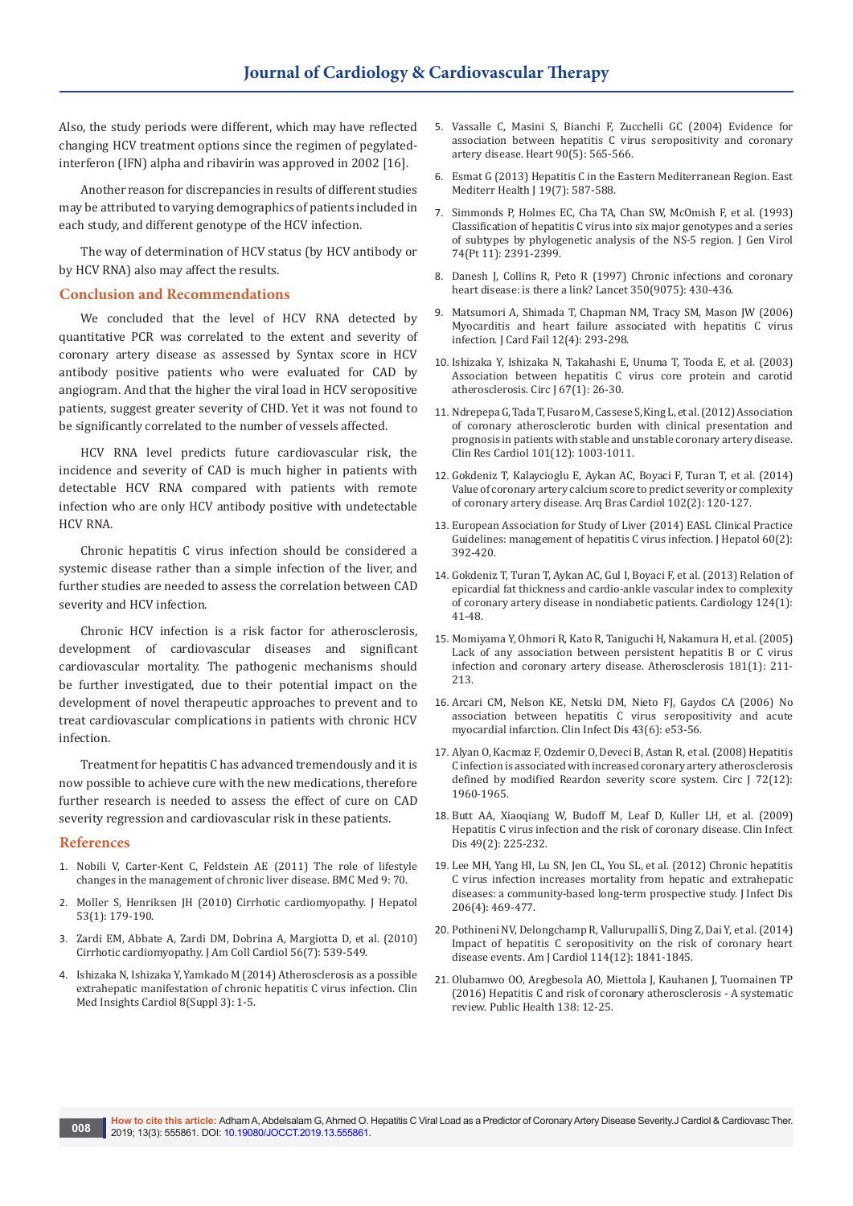Also, the study periods were different, which may have reflected changing HCV treatment options since the regimen of pegylated-interferon (IFN) alpha and ribavirin was approved in 2002 [16].

Another reason for discrepancies in results of different studies may be attributed to varying demographics of patients included in each study, and different genotype of the HCV infection.

The way of determination of HCV status (by HCV antibody or by HCV RNA) also may affect the results.

## Conclusion and Recommendations

We concluded that the level of HCV RNA detected by quantitative PCR was correlated to the extent and severity of coronary artery disease as assessed by Syntax score in HCV antibody positive patients who were evaluated for CAD by angiogram. And that the higher the viral load in HCV seropositive patients, suggest greater severity of CHD. Yet it was not found to be significantly correlated to the number of vessels affected.

HCV RNA level predicts future cardiovascular risk, the incidence and severity of CAD is much higher in patients with detectable HCV RNA compared with patients with remote infection who are only HCV antibody positive with undetectable HCV RNA.

Chronic hepatitis C virus infection should be considered a systemic disease rather than a simple infection of the liver, and further studies are needed to assess the correlation between CAD severity and HCV infection.

Chronic HCV infection is a risk factor for atherosclerosis, development of cardiovascular diseases and significant cardiovascular mortality. The pathogenic mechanisms should be further investigated, due to their potential impact on the development of novel therapeutic approaches to prevent and to treat cardiovascular complications in patients with chronic HCV infection.

Treatment for hepatitis C has advanced tremendously and it is now possible to achieve cure with the new medications, therefore further research is needed to assess the effect of cure on CAD severity regression and cardiovascular risk in these patients.

## References

1. Nobili V, Carter-Kent C, Feldstein AE (2011) The role of lifestyle changes in the management of chronic liver disease. BMC Med 9: 70.
2. Moller S, Henriksen JH (2010) Cirrhotic cardiomyopathy. J Hepatol 53(1): 179-190.
3. Zardi EM, Abbate A, Zardi DM, Dobrina A, Margiotta D, et al. (2010) Cirrhotic cardiomyopathy. J Am Coll Cardiol 56(7): 539-549.
4. Ishizaka N, Ishizaka Y, Yamkado M (2014) Atherosclerosis as a possible extrahepatic manifestation of chronic hepatitis C virus infection. Clin Med Insights Cardiol 8(Suppl 3): 1-5.
5. Vassalle C, Masini S, Bianchi F, Zucchelli GC (2004) Evidence for association between hepatitis C virus seropositivity and coronary artery disease. Heart 90(5): 565-566.
6. Esmat G (2013) Hepatitis C in the Eastern Mediterranean Region. East Mediterr Health J 19(7): 587-588.
7. Simmonds P, Holmes EC, Cha TA, Chan SW, McOmish F, et al. (1993) Classification of hepatitis C virus into six major genotypes and a series of subtypes by phylogenetic analysis of the NS-5 region. J Gen Virol 74(Pt 11): 2391-2399.
8. Danesh J, Collins R, Peto R (1997) Chronic infections and coronary heart disease: is there a link? Lancet 350(9075): 430-436.
9. Matsumori A, Shimada T, Chapman NM, Tracy SM, Mason JW (2006) Myocarditis and heart failure associated with hepatitis C virus infection. J Card Fail 12(4): 293-298.
10. Ishizaka Y, Ishizaka N, Takahashi E, Unuma T, Tooda E, et al. (2003) Association between hepatitis C virus core protein and carotid atherosclerosis. Circ J 67(1): 26-30.
11. Ndrepepa G, Tada T, Fusaro M, Cassese S, King L, et al. (2012) Association of coronary atherosclerotic burden with clinical presentation and prognosis in patients with stable and unstable coronary artery disease. Clin Res Cardiol 101(12): 1003-1011.
12. Gokdeniz T, Kalaycioglu E, Aykan AC, Boyaci F, Turan T, et al. (2014) Value of coronary artery calcium score to predict severity or complexity of coronary artery disease. Arq Bras Cardiol 102(2): 120-127.
13. European Association for Study of Liver (2014) EASL Clinical Practice Guidelines: management of hepatitis C virus infection. J Hepatol 60(2): 392-420.
14. Gokdeniz T, Turan T, Aykan AC, Gul I, Boyaci F, et al. (2013) Relation of epicardial fat thickness and cardio-ankle vascular index to complexity of coronary artery disease in nondiabetic patients. Cardiology 124(1): 41-48.
15. Momiyama Y, Ohmori R, Kato R, Taniguchi H, Nakamura H, et al. (2005) Lack of any association between persistent hepatitis B or C virus infection and coronary artery disease. Atherosclerosis 181(1): 211-213.
16. Arcari CM, Nelson KE, Netski DM, Nieto FJ, Gaydos CA (2006) No association between hepatitis C virus seropositivity and acute myocardial infarction. Clin Infect Dis 43(6): e53-56.
17. Alyan O, Kacmaz F, Ozdemir O, Deveci B, Astan R, et al. (2008) Hepatitis C infection is associated with increased coronary artery atherosclerosis defined by modified Reardon severity score system. Circ J 72(12): 1960-1965.
18. Butt AA, Xiaoqiang W, Budoff M, Leaf D, Kuller LH, et al. (2009) Hepatitis C virus infection and the risk of coronary disease. Clin Infect Dis 49(2): 225-232.
19. Lee MH, Yang HI, Lu SN, Jen CL, You SL, et al. (2012) Chronic hepatitis C virus infection increases mortality from hepatic and extrahepatic diseases: a community-based long-term prospective study. J Infect Dis 206(4): 469-477.
20. Pothineni NV, Delongchamp R, Vallurupalli S, Ding Z, Dai Y, et al. (2014) Impact of hepatitis C seropositivity on the risk of coronary heart disease events. Am J Cardiol 114(12): 1841-1845.
21. Olubamwo OO, Aregbesola AO, Miettola J, Kauhanen J, Tuomainen TP (2016) Hepatitis C and risk of coronary atherosclerosis - A systematic review. Public Health 138: 12-25.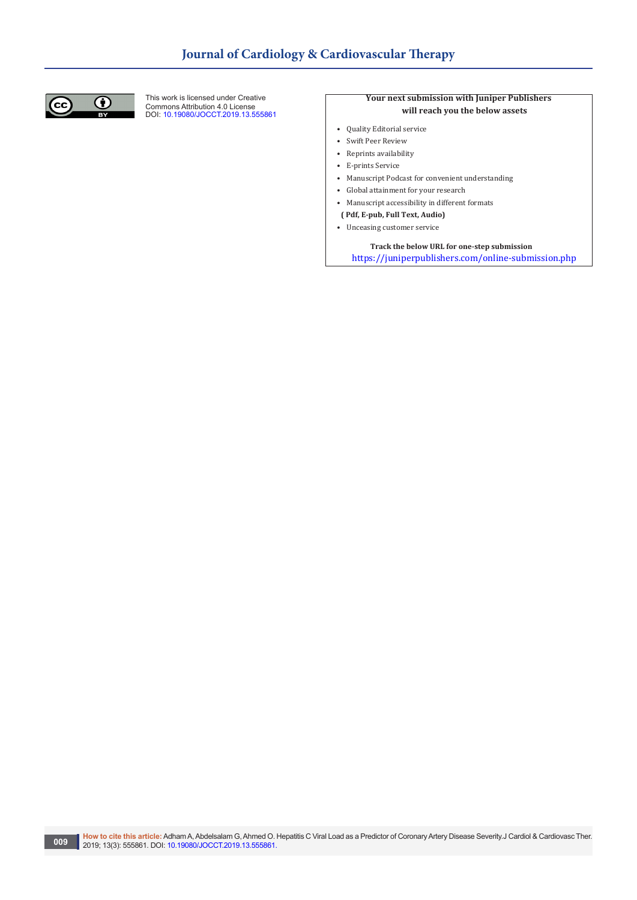This work is licensed under Creative Commons Attribution 4.0 License
DOI: 10.19080/JOCCT.2019.13.555861

**Your next submission with Juniper Publishers will reach you the below assets**

- Quality Editorial service
- Swift Peer Review
- Reprints availability
- E-prints Service
- Manuscript Podcast for convenient understanding
- Global attainment for your research
- Manuscript accessibility in different formats

**( Pdf, E-pub, Full Text, Audio)**

- Unceasing customer service

**Track the below URL for one-step submission**
https://juniperpublishers.com/online-submission.php

**How to cite this article:** Adham A, Abdelsalam G, Ahmed O. Hepatitis C Viral Load as a Predictor of Coronary Artery Disease Severity.J Cardiol & Cardiovasc Ther. 2019; 13(3): 555861. DOI: 10.19080/JOCCT.2019.13.555861.